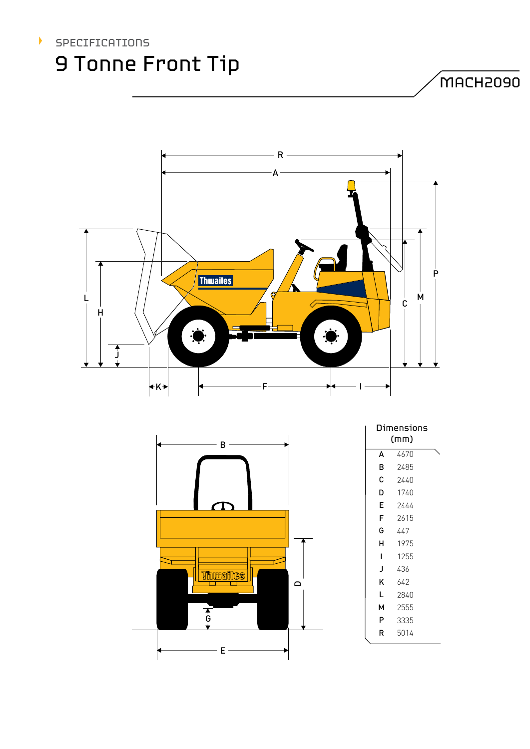SPECIFICATIONS

# 9 Tonne Front Tip

MACH2090

| Dimensions (mm) | |
|---|---|
| A | 4670 |
| B | 2485 |
| C | 2440 |
| D | 1740 |
| E | 2444 |
| F | 2615 |
| G | 447 |
| H | 1975 |
| I | 1255 |
| J | 436 |
| K | 642 |
| L | 2840 |
| M | 2555 |
| P | 3335 |
| R | 5014 |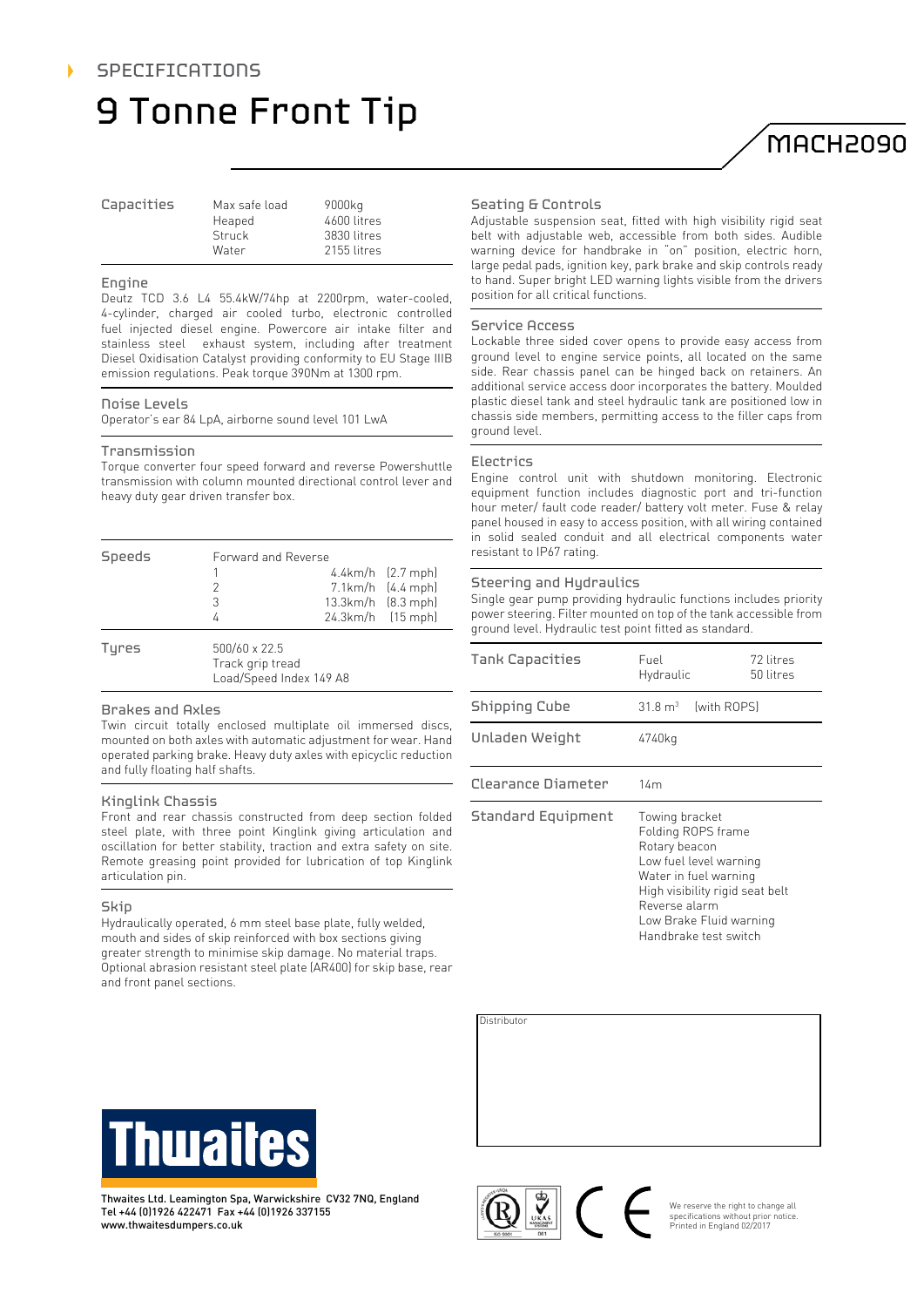SPECIFICATIONS

# 9 Tonne Front Tip

MACH2090

## Capacities

| | | |
|---|---|---|
| Max safe load | 9000kg |
| Heaped | 4600 litres |
| Struck | 3830 litres |
| Water | 2155 litres |

## Engine

Deutz TCD 3.6 L4 55.4kW/74hp at 2200rpm, water-cooled, 4-cylinder, charged air cooled turbo, electronic controlled fuel injected diesel engine. Powercore air intake filter and stainless steel exhaust system, including after treatment Diesel Oxidisation Catalyst providing conformity to EU Stage IIIB emission regulations. Peak torque 390Nm at 1300 rpm.

## Noise Levels

Operator's ear 84 LpA, airborne sound level 101 LwA

## Transmission

Torque converter four speed forward and reverse Powershuttle transmission with column mounted directional control lever and heavy duty gear driven transfer box.

## Speeds

Forward and Reverse

| | | |
|---|---|---|
| 1 | 4.4km/h | (2.7 mph) |
| 2 | 7.1km/h | (4.4 mph) |
| 3 | 13.3km/h | (8.3 mph) |
| 4 | 24.3km/h | (15 mph) |

## Tyres

500/60 x 22.5
Track grip tread
Load/Speed Index 149 A8

## Brakes and Axles

Twin circuit totally enclosed multiplate oil immersed discs, mounted on both axles with automatic adjustment for wear. Hand operated parking brake. Heavy duty axles with epicyclic reduction and fully floating half shafts.

## Kinglink Chassis

Front and rear chassis constructed from deep section folded steel plate, with three point Kinglink giving articulation and oscillation for better stability, traction and extra safety on site. Remote greasing point provided for lubrication of top Kinglink articulation pin.

## Skip

Hydraulically operated, 6 mm steel base plate, fully welded, mouth and sides of skip reinforced with box sections giving greater strength to minimise skip damage. No material traps. Optional abrasion resistant steel plate (AR400) for skip base, rear and front panel sections.

## Seating & Controls

Adjustable suspension seat, fitted with high visibility rigid seat belt with adjustable web, accessible from both sides. Audible warning device for handbrake in "on" position, electric horn, large pedal pads, ignition key, park brake and skip controls ready to hand. Super bright LED warning lights visible from the drivers position for all critical functions.

## Service Access

Lockable three sided cover opens to provide easy access from ground level to engine service points, all located on the same side. Rear chassis panel can be hinged back on retainers. An additional service access door incorporates the battery. Moulded plastic diesel tank and steel hydraulic tank are positioned low in chassis side members, permitting access to the filler caps from ground level.

## Electrics

Engine control unit with shutdown monitoring. Electronic equipment function includes diagnostic port and tri-function hour meter/ fault code reader/ battery volt meter. Fuse & relay panel housed in easy to access position, with all wiring contained in solid sealed conduit and all electrical components water resistant to IP67 rating.

## Steering and Hydraulics

Single gear pump providing hydraulic functions includes priority power steering. Filter mounted on top of the tank accessible from ground level. Hydraulic test point fitted as standard.

## Tank Capacities

| | |
|---|---|
| Fuel | 72 litres |
| Hydraulic | 50 litres |

## Shipping Cube

31.8 m³ (with ROPS)

## Unladen Weight

4740kg

## Clearance Diameter

14m

## Standard Equipment

Towing bracket
Folding ROPS frame
Rotary beacon
Low fuel level warning
Water in fuel warning
High visibility rigid seat belt
Reverse alarm
Low Brake Fluid warning
Handbrake test switch

Distributor

Thwaites

Thwaites Ltd. Leamington Spa, Warwickshire CV32 7NQ, England
Tel +44 (0)1926 422471 Fax +44 (0)1926 337155
www.thwaitesdumpers.co.uk

We reserve the right to change all specifications without prior notice.
Printed in England 02/2017